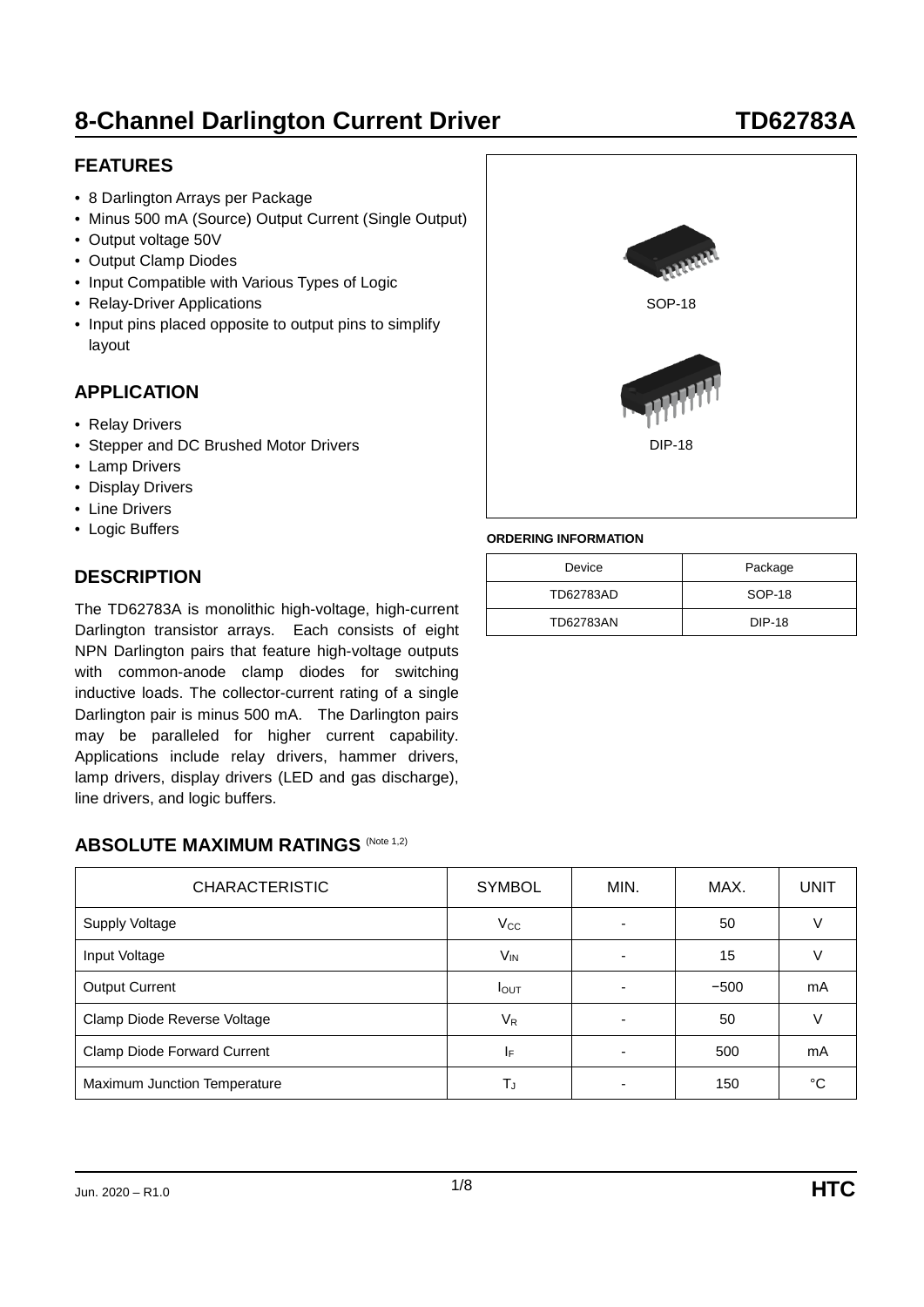# 8-Channel Darlington Current Driver — TD62783A

## FEATURES

- 8 Darlington Arrays per Package
- Minus 500 mA (Source) Output Current (Single Output)
- Output voltage 50V
- Output Clamp Diodes
- Input Compatible with Various Types of Logic
- Relay-Driver Applications
- Input pins placed opposite to output pins to simplify layout

SOP-18

DIP-18

## APPLICATION

- Relay Drivers
- Stepper and DC Brushed Motor Drivers
- Lamp Drivers
- Display Drivers
- Line Drivers
- Logic Buffers

**ORDERING INFORMATION**

| Device | Package |
| --- | --- |
| TD62783AD | SOP-18 |
| TD62783AN | DIP-18 |

## DESCRIPTION

The TD62783A is monolithic high-voltage, high-current Darlington transistor arrays. Each consists of eight NPN Darlington pairs that feature high-voltage outputs with common-anode clamp diodes for switching inductive loads. The collector-current rating of a single Darlington pair is minus 500 mA. The Darlington pairs may be paralleled for higher current capability. Applications include relay drivers, hammer drivers, lamp drivers, display drivers (LED and gas discharge), line drivers, and logic buffers.

## ABSOLUTE MAXIMUM RATINGS (Note 1,2)

| CHARACTERISTIC | SYMBOL | MIN. | MAX. | UNIT |
| --- | --- | --- | --- | --- |
| Supply Voltage | $V_{CC}$ | - | 50 | V |
| Input Voltage | $V_{IN}$ | - | 15 | V |
| Output Current | $I_{OUT}$ | - | −500 | mA |
| Clamp Diode Reverse Voltage | $V_R$ | - | 50 | V |
| Clamp Diode Forward Current | $I_F$ | - | 500 | mA |
| Maximum Junction Temperature | $T_J$ | - | 150 | °C |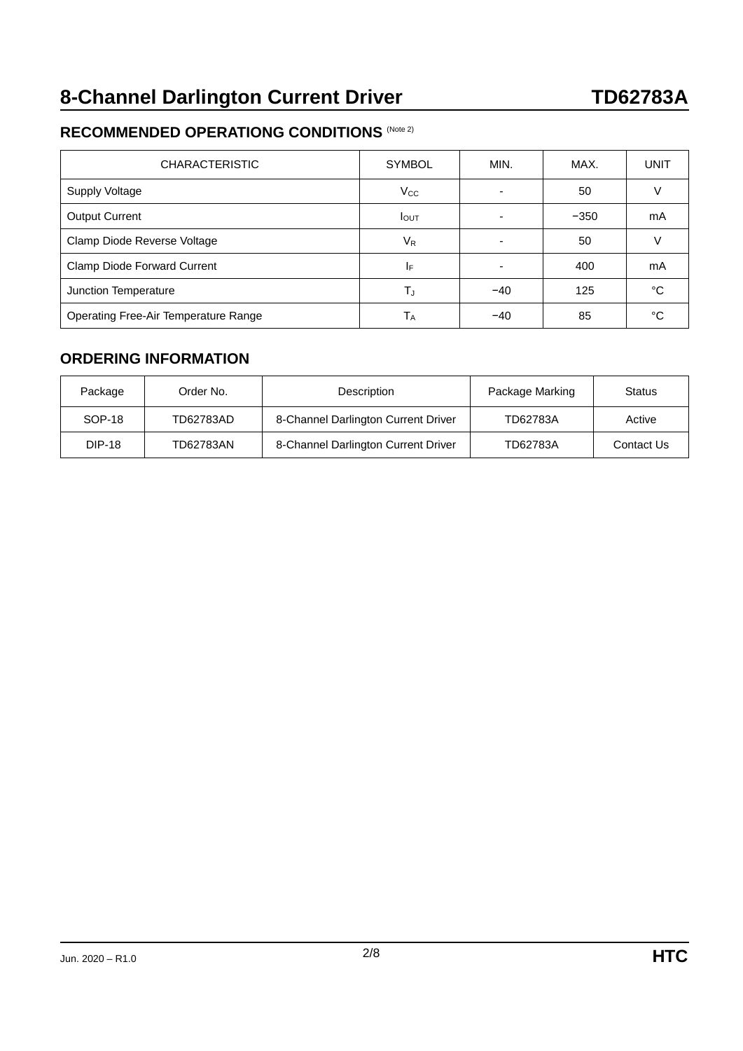## RECOMMENDED OPERATIONG CONDITIONS (Note 2)

| CHARACTERISTIC | SYMBOL | MIN. | MAX. | UNIT |
|---|---|---|---|---|
| Supply Voltage | $V_{CC}$ | - | 50 | V |
| Output Current | $I_{OUT}$ | - | −350 | mA |
| Clamp Diode Reverse Voltage | $V_R$ | - | 50 | V |
| Clamp Diode Forward Current | $I_F$ | - | 400 | mA |
| Junction Temperature | $T_J$ | −40 | 125 | °C |
| Operating Free-Air Temperature Range | $T_A$ | −40 | 85 | °C |

## ORDERING INFORMATION

| Package | Order No. | Description | Package Marking | Status |
|---|---|---|---|---|
| SOP-18 | TD62783AD | 8-Channel Darlington Current Driver | TD62783A | Active |
| DIP-18 | TD62783AN | 8-Channel Darlington Current Driver | TD62783A | Contact Us |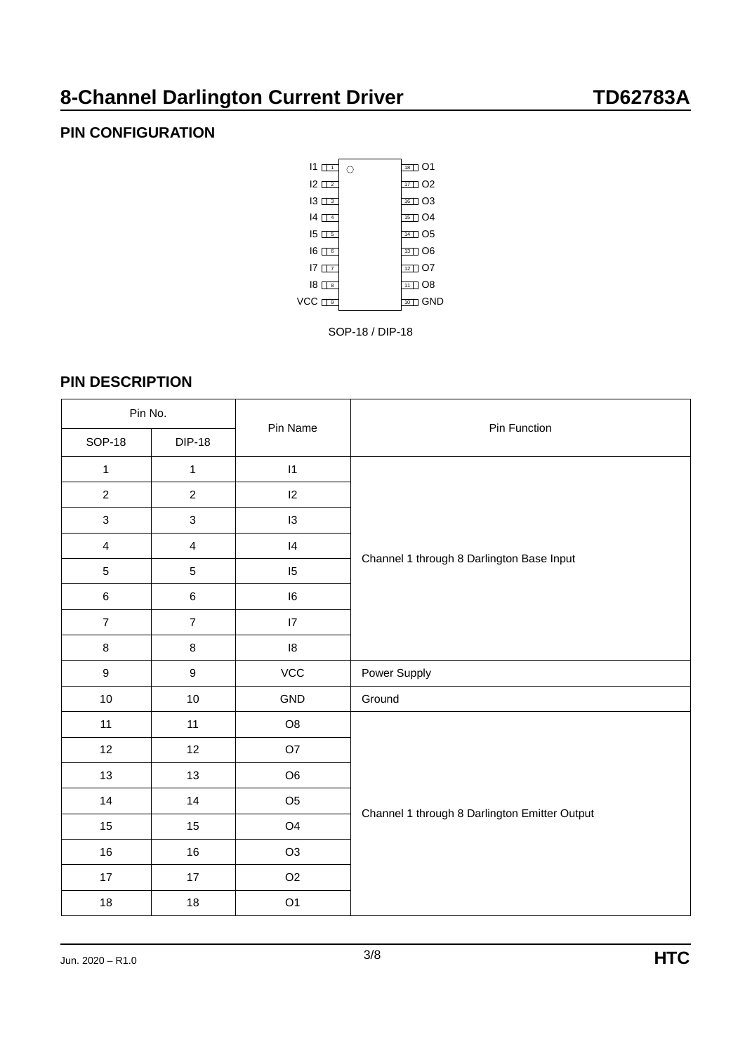## PIN CONFIGURATION

SOP-18 / DIP-18

## PIN DESCRIPTION

| Pin No. | | Pin Name | Pin Function |
|---|---|---|---|
| SOP-18 | DIP-18 | | |
| 1 | 1 | I1 | Channel 1 through 8 Darlington Base Input |
| 2 | 2 | I2 | |
| 3 | 3 | I3 | |
| 4 | 4 | I4 | |
| 5 | 5 | I5 | |
| 6 | 6 | I6 | |
| 7 | 7 | I7 | |
| 8 | 8 | I8 | |
| 9 | 9 | VCC | Power Supply |
| 10 | 10 | GND | Ground |
| 11 | 11 | O8 | Channel 1 through 8 Darlington Emitter Output |
| 12 | 12 | O7 | |
| 13 | 13 | O6 | |
| 14 | 14 | O5 | |
| 15 | 15 | O4 | |
| 16 | 16 | O3 | |
| 17 | 17 | O2 | |
| 18 | 18 | O1 | |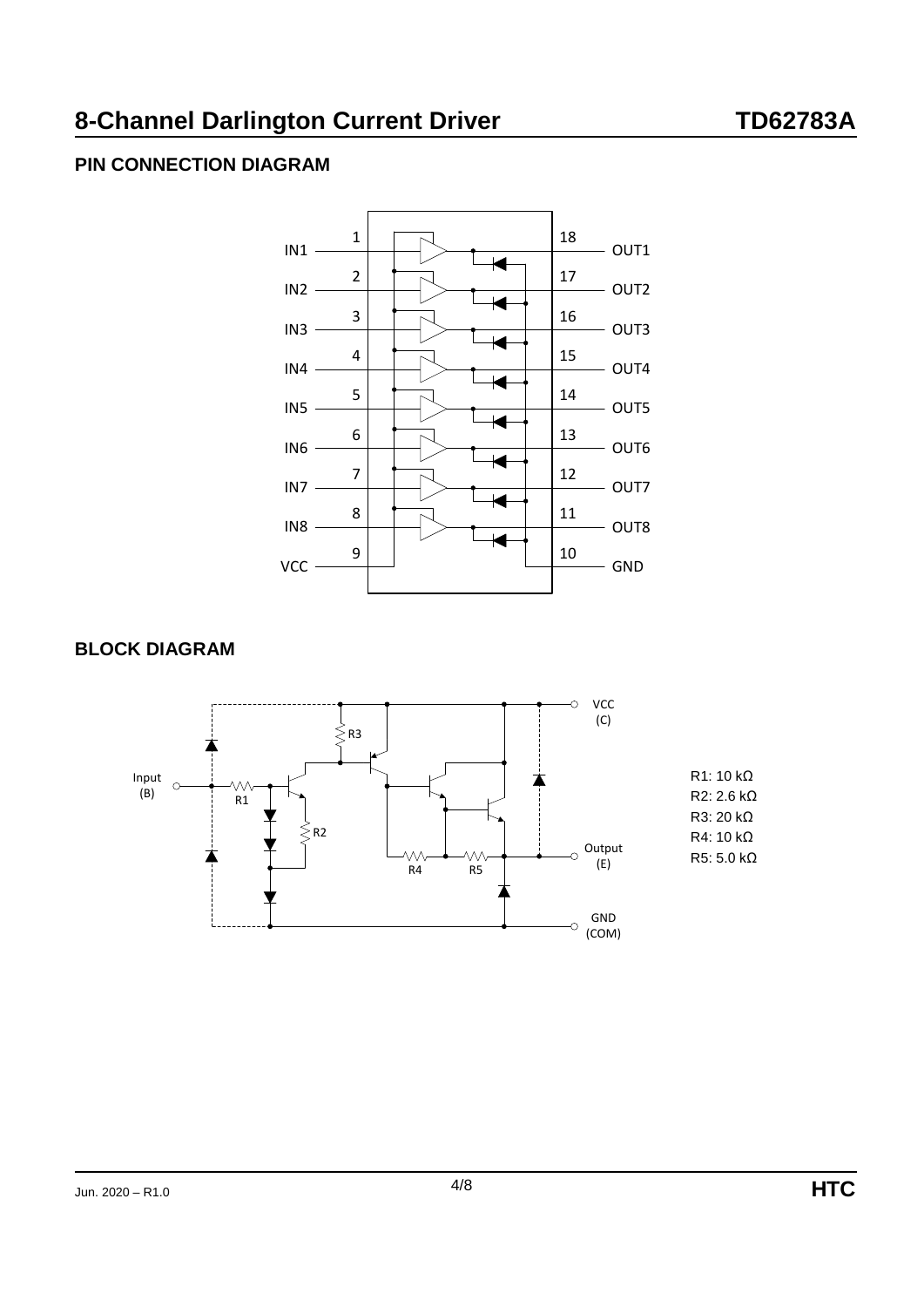## PIN CONNECTION DIAGRAM

IN1 1 — 18 OUT1
IN2 2 — 17 OUT2
IN3 3 — 16 OUT3
IN4 4 — 15 OUT4
IN5 5 — 14 OUT5
IN6 6 — 13 OUT6
IN7 7 — 12 OUT7
IN8 8 — 11 OUT8
VCC 9 — 10 GND

## BLOCK DIAGRAM

VCC (C)

Input (B)

Output (E)

GND (COM)

R1: 10 kΩ
R2: 2.6 kΩ
R3: 20 kΩ
R4: 10 kΩ
R5: 5.0 kΩ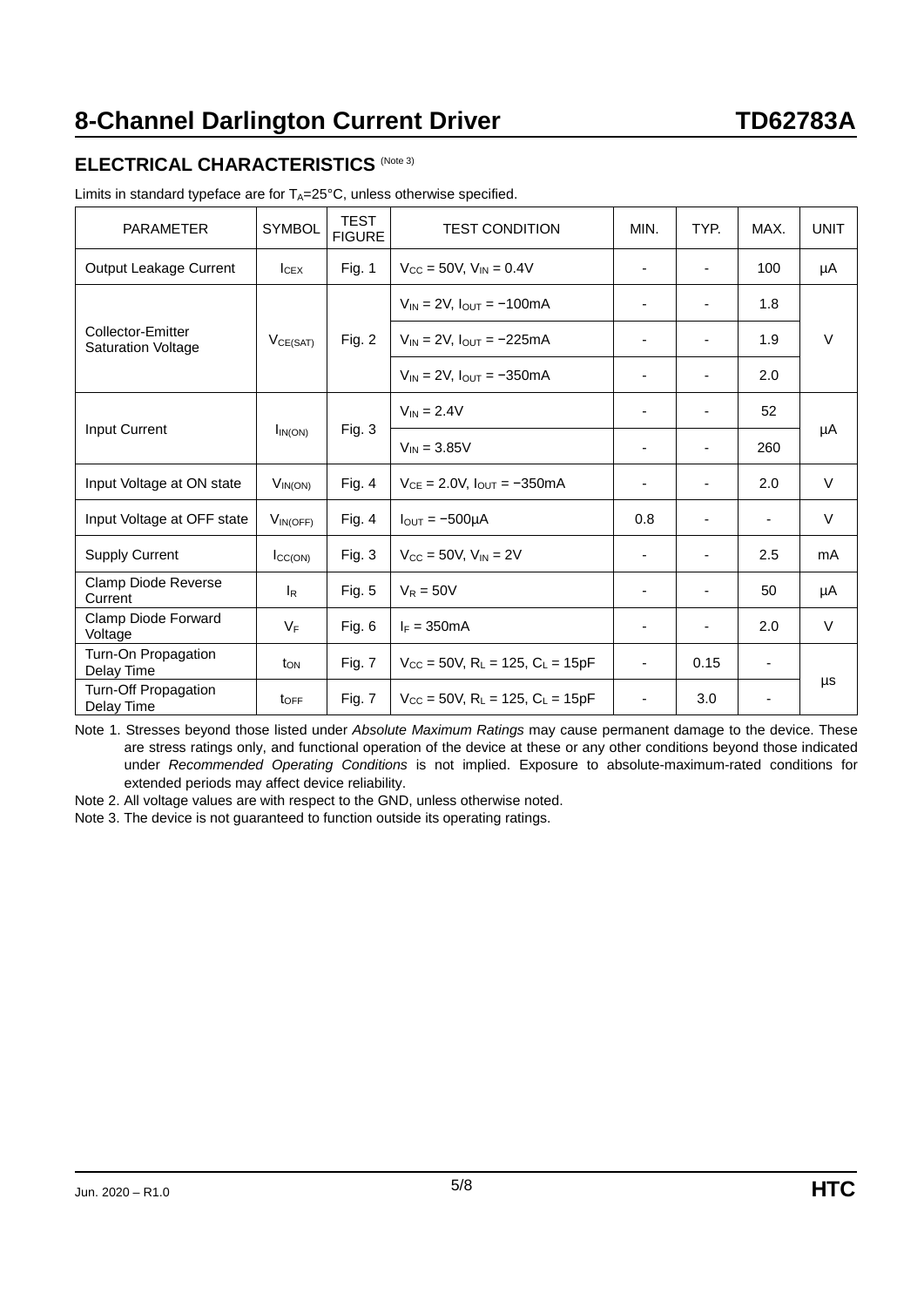## ELECTRICAL CHARACTERISTICS (Note 3)

Limits in standard typeface are for $T_A$=25°C, unless otherwise specified.

| PARAMETER | SYMBOL | TEST FIGURE | TEST CONDITION | MIN. | TYP. | MAX. | UNIT |
|---|---|---|---|---|---|---|---|
| Output Leakage Current | $I_{CEX}$ | Fig. 1 | $V_{CC}$ = 50V, $V_{IN}$ = 0.4V | - | - | 100 | μA |
| Collector-Emitter Saturation Voltage | $V_{CE(SAT)}$ | Fig. 2 | $V_{IN}$ = 2V, $I_{OUT}$ = −100mA | - | - | 1.8 | V |
| | | | $V_{IN}$ = 2V, $I_{OUT}$ = −225mA | - | - | 1.9 | |
| | | | $V_{IN}$ = 2V, $I_{OUT}$ = −350mA | - | - | 2.0 | |
| Input Current | $I_{IN(ON)}$ | Fig. 3 | $V_{IN}$ = 2.4V | - | - | 52 | μA |
| | | | $V_{IN}$ = 3.85V | - | - | 260 | |
| Input Voltage at ON state | $V_{IN(ON)}$ | Fig. 4 | $V_{CE}$ = 2.0V, $I_{OUT}$ = −350mA | - | - | 2.0 | V |
| Input Voltage at OFF state | $V_{IN(OFF)}$ | Fig. 4 | $I_{OUT}$ = −500μA | 0.8 | - | - | V |
| Supply Current | $I_{CC(ON)}$ | Fig. 3 | $V_{CC}$ = 50V, $V_{IN}$ = 2V | - | - | 2.5 | mA |
| Clamp Diode Reverse Current | $I_R$ | Fig. 5 | $V_R$ = 50V | - | - | 50 | μA |
| Clamp Diode Forward Voltage | $V_F$ | Fig. 6 | $I_F$ = 350mA | - | - | 2.0 | V |
| Turn-On Propagation Delay Time | $t_{ON}$ | Fig. 7 | $V_{CC}$ = 50V, $R_L$ = 125, $C_L$ = 15pF | - | 0.15 | - | μs |
| Turn-Off Propagation Delay Time | $t_{OFF}$ | Fig. 7 | $V_{CC}$ = 50V, $R_L$ = 125, $C_L$ = 15pF | - | 3.0 | - | |

Note 1. Stresses beyond those listed under *Absolute Maximum Ratings* may cause permanent damage to the device. These are stress ratings only, and functional operation of the device at these or any other conditions beyond those indicated under *Recommended Operating Conditions* is not implied. Exposure to absolute-maximum-rated conditions for extended periods may affect device reliability.

Note 2. All voltage values are with respect to the GND, unless otherwise noted.

Note 3. The device is not guaranteed to function outside its operating ratings.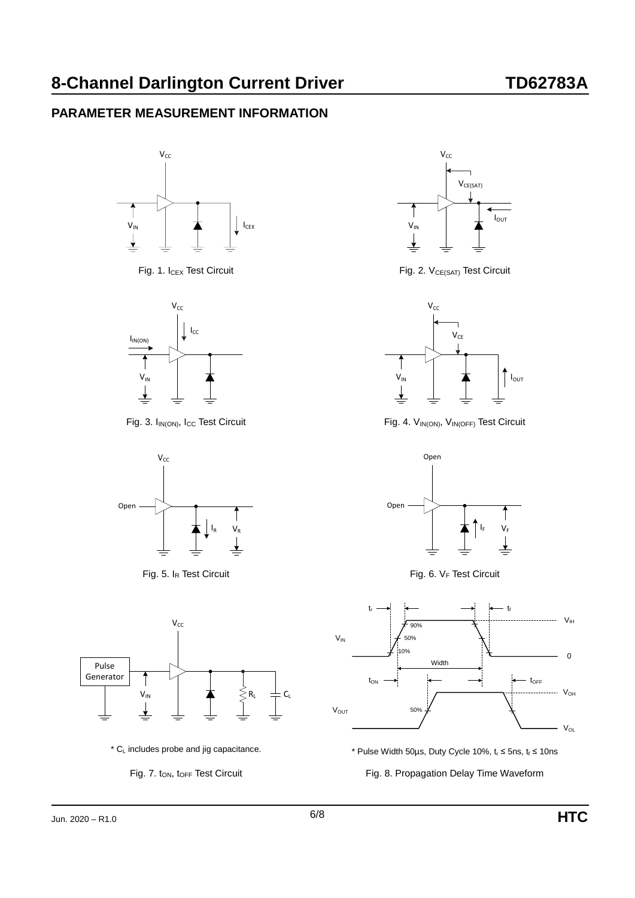## PARAMETER MEASUREMENT INFORMATION

Fig. 1. $I_{CEX}$ Test Circuit

Fig. 2. $V_{CE(SAT)}$ Test Circuit

Fig. 3. $I_{IN(ON)}$, $I_{CC}$ Test Circuit

Fig. 4. $V_{IN(ON)}$, $V_{IN(OFF)}$ Test Circuit

Fig. 5. $I_R$ Test Circuit

Fig. 6. $V_F$ Test Circuit

* $C_L$ includes probe and jig capacitance.

Fig. 7. $t_{ON}$, $t_{OFF}$ Test Circuit

* Pulse Width 50μs, Duty Cycle 10%, $t_r \leq 5ns$, $t_f \leq 10ns$

Fig. 8. Propagation Delay Time Waveform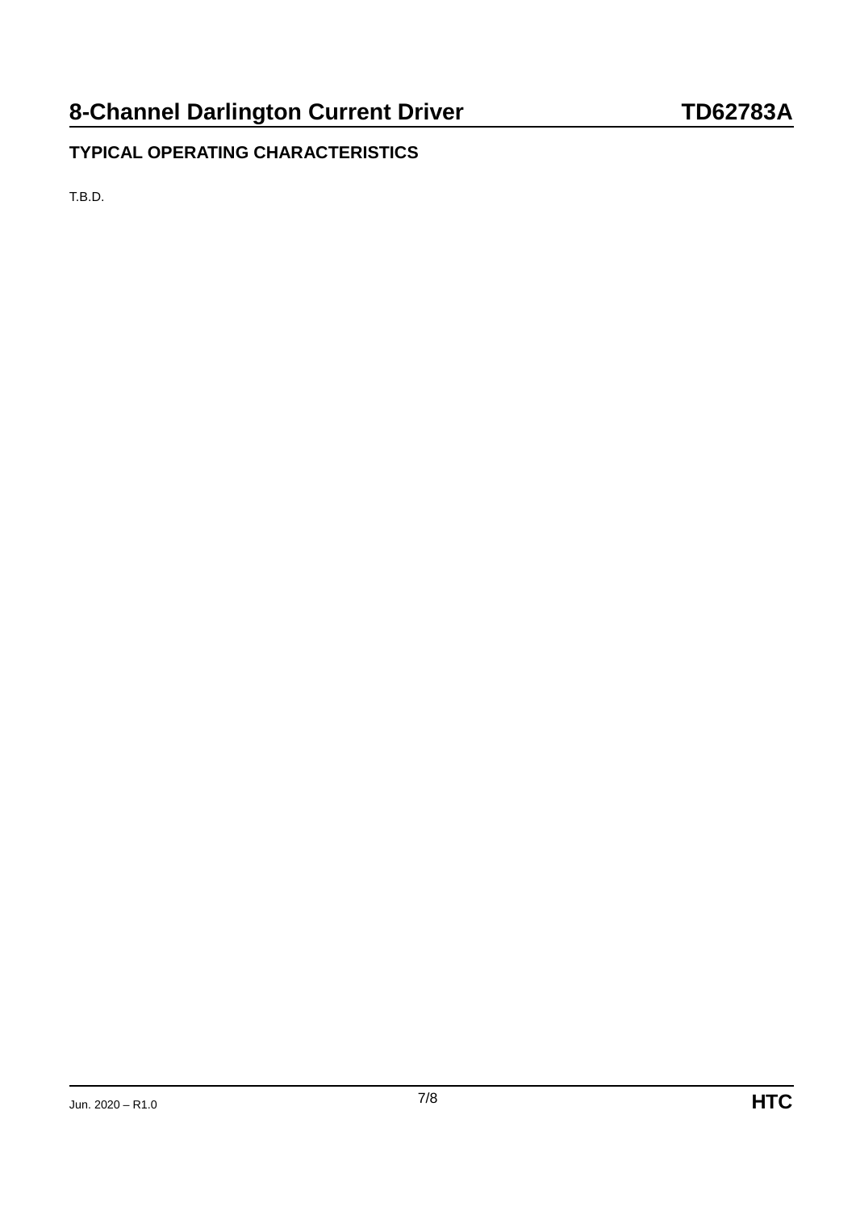## TYPICAL OPERATING CHARACTERISTICS

T.B.D.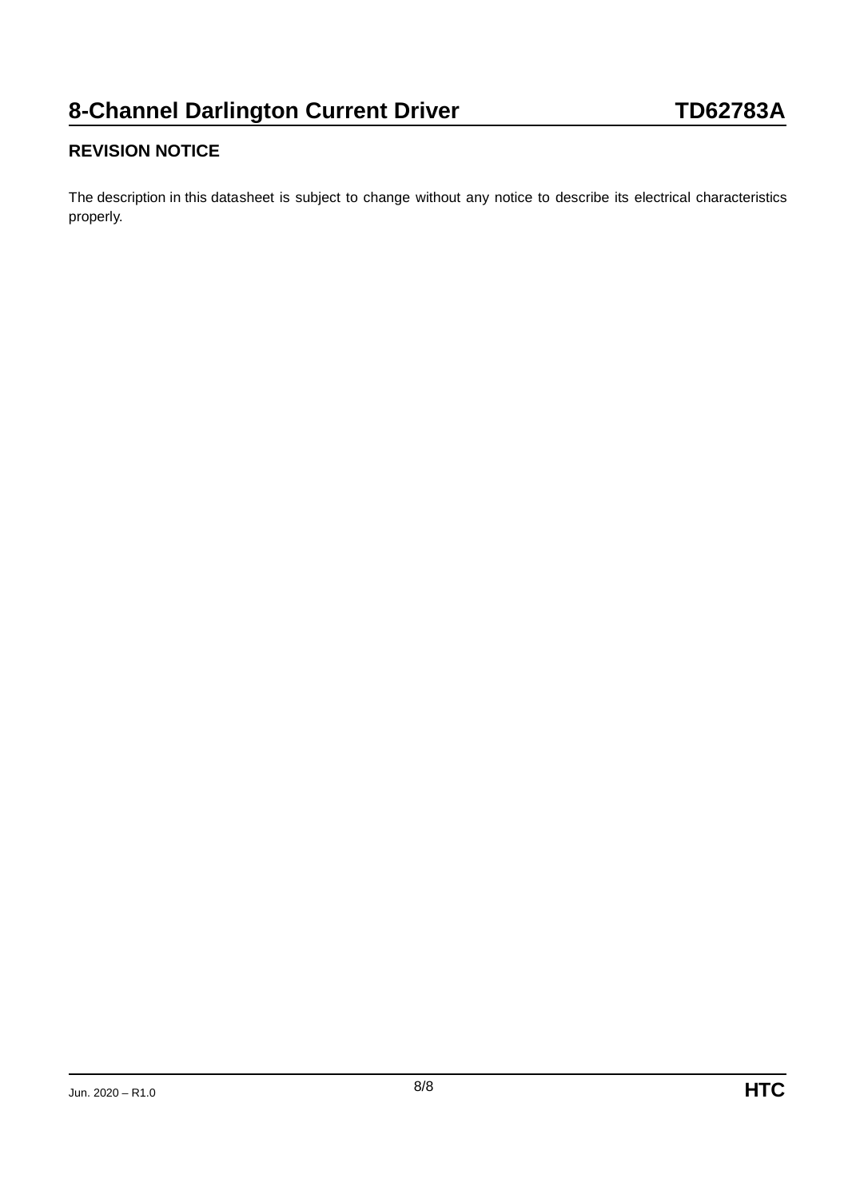## REVISION NOTICE

The description in this datasheet is subject to change without any notice to describe its electrical characteristics properly.